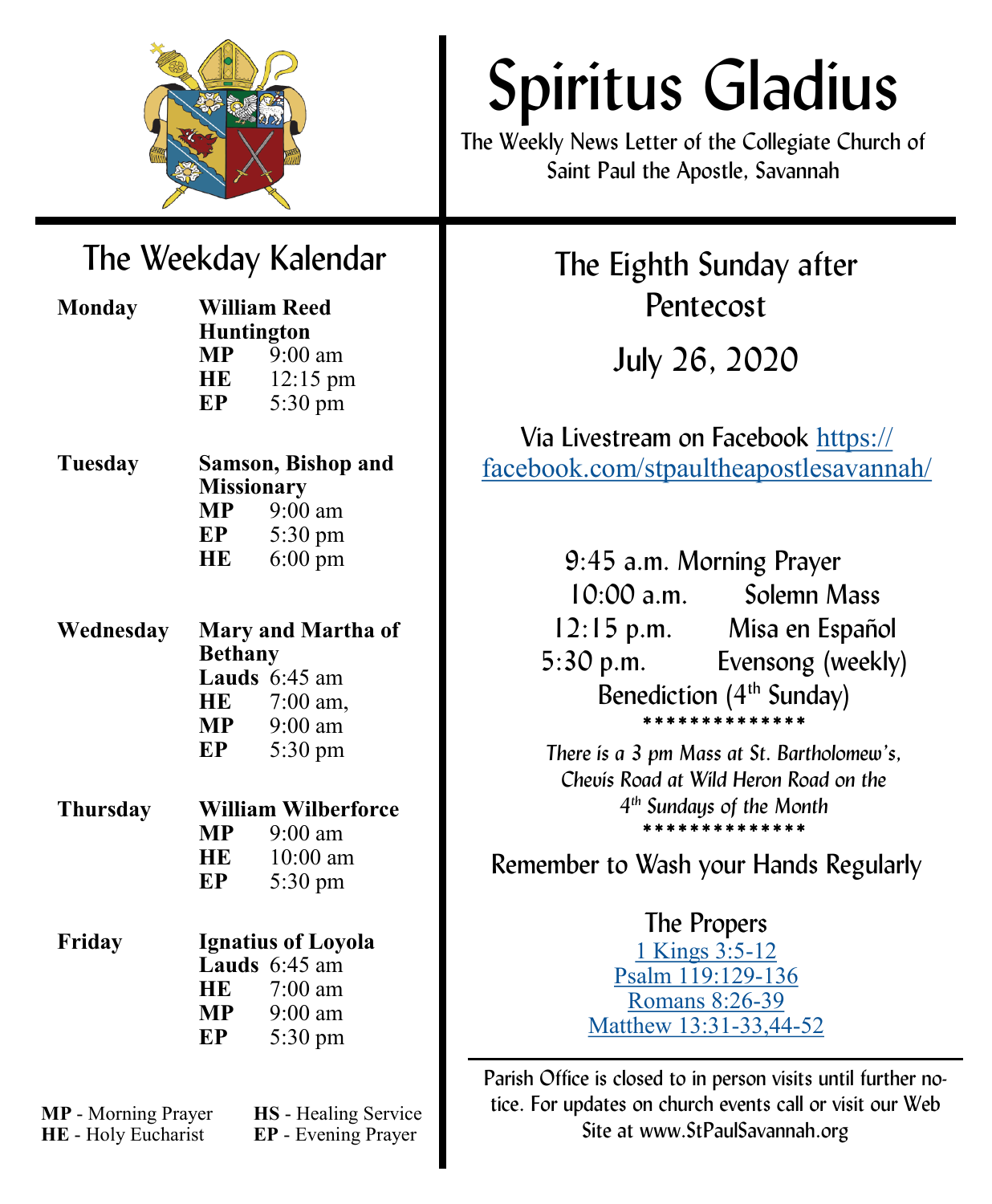# Spiritus Gladius

The Weekly News Letter of the Collegiate Church of Saint Paul the Apostle, Savannah

## The Weekday Kalendar

**Monday** — **William Reed Huntington**
- **MP** 9:00 am
- **HE** 12:15 pm
- **EP** 5:30 pm

**Tuesday** — **Samson, Bishop and Missionary**
- **MP** 9:00 am
- **EP** 5:30 pm
- **HE** 6:00 pm

**Wednesday** — **Mary and Martha of Bethany**
- **Lauds** 6:45 am
- **HE** 7:00 am,
- **MP** 9:00 am
- **EP** 5:30 pm

**Thursday** — **William Wilberforce**
- **MP** 9:00 am
- **HE** 10:00 am
- **EP** 5:30 pm

**Friday** — **Ignatius of Loyola**
- **Lauds** 6:45 am
- **HE** 7:00 am
- **MP** 9:00 am
- **EP** 5:30 pm

**MP** - Morning Prayer  **HS** - Healing Service
**HE** - Holy Eucharist  **EP** - Evening Prayer

## The Eighth Sunday after Pentecost

## July 26, 2020

Via Livestream on Facebook https://facebook.com/stpaultheapostlesavannah/

9:45 a.m. Morning Prayer
10:00 a.m. Solemn Mass
12:15 p.m. Misa en Español
5:30 p.m. Evensong (weekly)
Benediction (4th Sunday)

**************

*There is a 3 pm Mass at St. Bartholomew's, Chevis Road at Wild Heron Road on the 4th Sundays of the Month*

**************

Remember to Wash your Hands Regularly

### The Propers

1 Kings 3:5-12
Psalm 119:129-136
Romans 8:26-39
Matthew 13:31-33,44-52

---

Parish Office is closed to in person visits until further notice. For updates on church events call or visit our Web Site at www.StPaulSavannah.org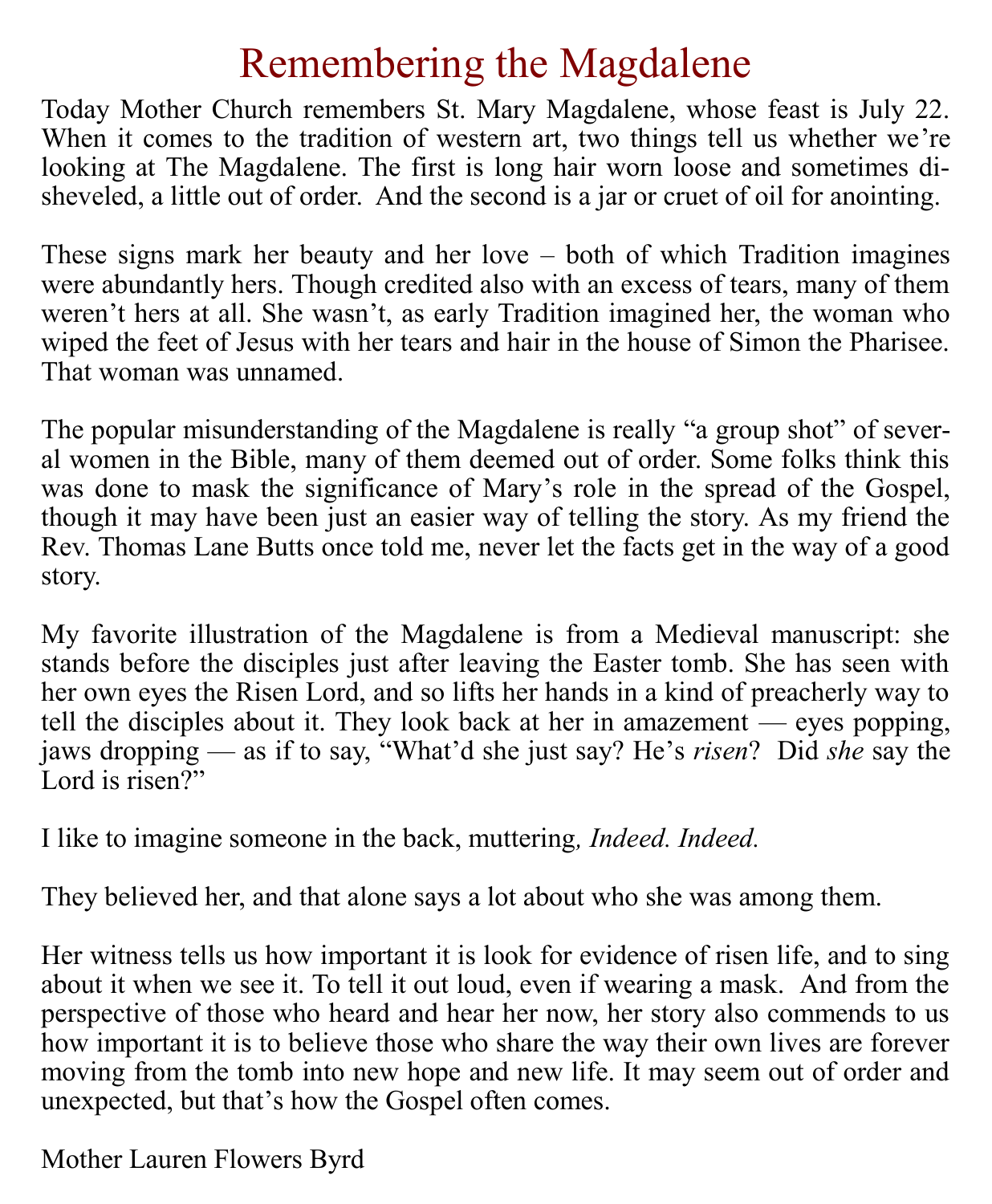# Remembering the Magdalene

Today Mother Church remembers St. Mary Magdalene, whose feast is July 22. When it comes to the tradition of western art, two things tell us whether we're looking at The Magdalene. The first is long hair worn loose and sometimes disheveled, a little out of order. And the second is a jar or cruet of oil for anointing.

These signs mark her beauty and her love – both of which Tradition imagines were abundantly hers. Though credited also with an excess of tears, many of them weren't hers at all. She wasn't, as early Tradition imagined her, the woman who wiped the feet of Jesus with her tears and hair in the house of Simon the Pharisee. That woman was unnamed.

The popular misunderstanding of the Magdalene is really "a group shot" of several women in the Bible, many of them deemed out of order. Some folks think this was done to mask the significance of Mary's role in the spread of the Gospel, though it may have been just an easier way of telling the story. As my friend the Rev. Thomas Lane Butts once told me, never let the facts get in the way of a good story.

My favorite illustration of the Magdalene is from a Medieval manuscript: she stands before the disciples just after leaving the Easter tomb. She has seen with her own eyes the Risen Lord, and so lifts her hands in a kind of preacherly way to tell the disciples about it. They look back at her in amazement — eyes popping, jaws dropping — as if to say, "What'd she just say? He's *risen*? Did *she* say the Lord is risen?"

I like to imagine someone in the back, muttering*, Indeed. Indeed.*

They believed her, and that alone says a lot about who she was among them.

Her witness tells us how important it is look for evidence of risen life, and to sing about it when we see it. To tell it out loud, even if wearing a mask. And from the perspective of those who heard and hear her now, her story also commends to us how important it is to believe those who share the way their own lives are forever moving from the tomb into new hope and new life. It may seem out of order and unexpected, but that's how the Gospel often comes.

Mother Lauren Flowers Byrd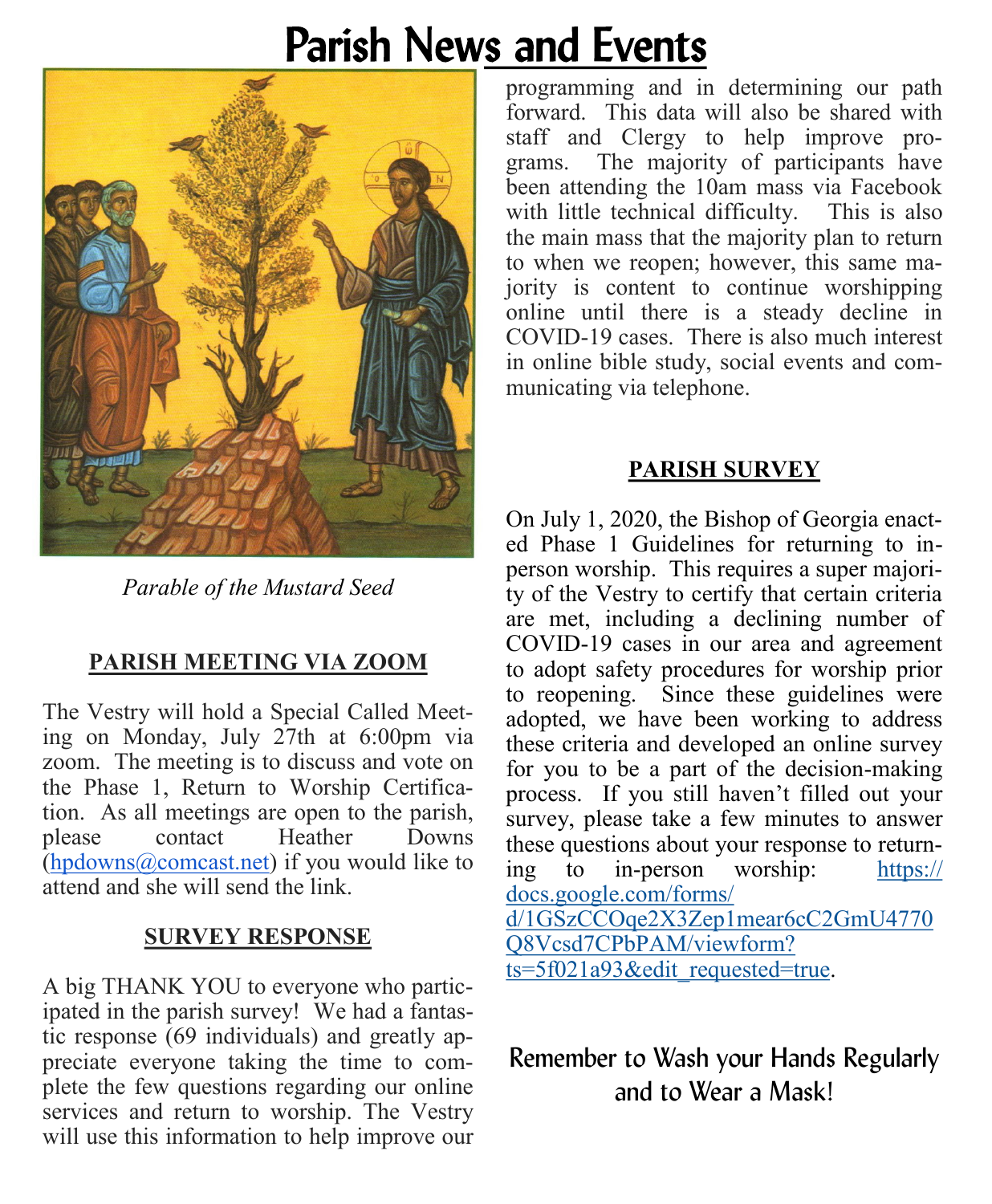# Parish News and Events

*Parable of the Mustard Seed*

## PARISH MEETING VIA ZOOM

The Vestry will hold a Special Called Meeting on Monday, July 27th at 6:00pm via zoom. The meeting is to discuss and vote on the Phase 1, Return to Worship Certification. As all meetings are open to the parish, please contact Heather Downs (hpdowns@comcast.net) if you would like to attend and she will send the link.

## SURVEY RESPONSE

A big THANK YOU to everyone who participated in the parish survey! We had a fantastic response (69 individuals) and greatly appreciate everyone taking the time to complete the few questions regarding our online services and return to worship. The Vestry will use this information to help improve our programming and in determining our path forward. This data will also be shared with staff and Clergy to help improve programs. The majority of participants have been attending the 10am mass via Facebook with little technical difficulty. This is also the main mass that the majority plan to return to when we reopen; however, this same majority is content to continue worshipping online until there is a steady decline in COVID-19 cases. There is also much interest in online bible study, social events and communicating via telephone.

## PARISH SURVEY

On July 1, 2020, the Bishop of Georgia enacted Phase 1 Guidelines for returning to in-person worship. This requires a super majority of the Vestry to certify that certain criteria are met, including a declining number of COVID-19 cases in our area and agreement to adopt safety procedures for worship prior to reopening. Since these guidelines were adopted, we have been working to address these criteria and developed an online survey for you to be a part of the decision-making process. If you still haven't filled out your survey, please take a few minutes to answer these questions about your response to returning to in-person worship: https://docs.google.com/forms/d/1GSzCCOqe2X3Zep1mear6cC2GmU4770Q8Vcsd7CPbPAM/viewform?ts=5f021a93&edit_requested=true.

**Remember to Wash your Hands Regularly and to Wear a Mask!**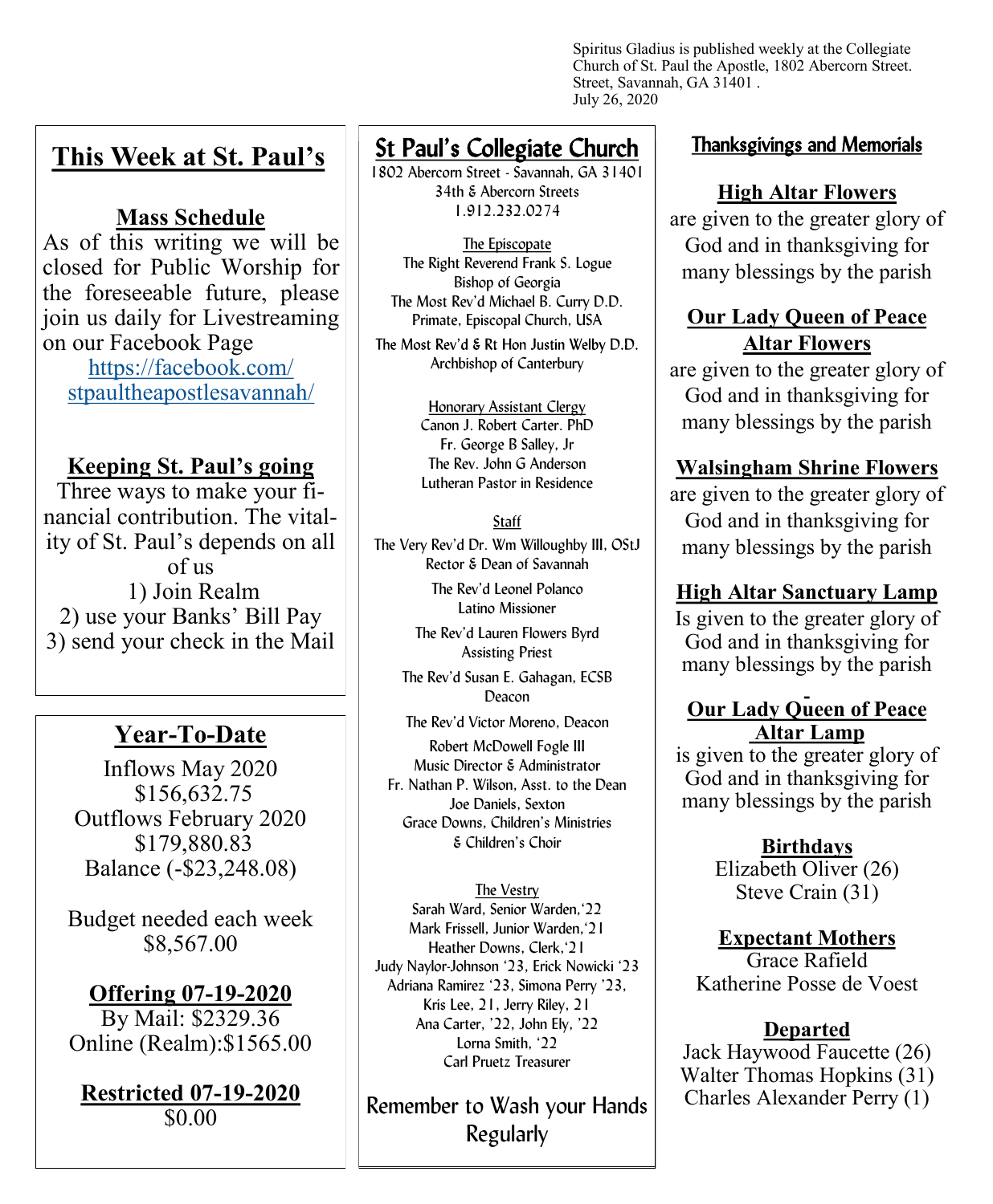Spiritus Gladius is published weekly at the Collegiate Church of St. Paul the Apostle, 1802 Abercorn Street. Street, Savannah, GA 31401 .
July 26, 2020

# This Week at St. Paul's

## Mass Schedule

As of this writing we will be closed for Public Worship for the foreseeable future, please join us daily for Livestreaming on our Facebook Page
https://facebook.com/stpaultheapostlesavannah/

## Keeping St. Paul's going

Three ways to make your financial contribution. The vitality of St. Paul's depends on all of us

1) Join Realm
2) use your Banks' Bill Pay
3) send your check in the Mail

## Year-To-Date

Inflows May 2020
$156,632.75
Outflows February 2020
$179,880.83
Balance (-$23,248.08)

Budget needed each week
$8,567.00

## Offering 07-19-2020

By Mail: $2329.36
Online (Realm):$1565.00

## Restricted 07-19-2020

$0.00

# St Paul's Collegiate Church

1802 Abercorn Street - Savannah, GA 31401
34th & Abercorn Streets
1.912.232.0274

**The Episcopate**

The Right Reverend Frank S. Logue
Bishop of Georgia
The Most Rev'd Michael B. Curry D.D.
Primate, Episcopal Church, USA
The Most Rev'd & Rt Hon Justin Welby D.D.
Archbishop of Canterbury

**Honorary Assistant Clergy**

Canon J. Robert Carter. PhD
Fr. George B Salley, Jr
The Rev. John G Anderson
Lutheran Pastor in Residence

**Staff**

The Very Rev'd Dr. Wm Willoughby III, OStJ
Rector & Dean of Savannah
The Rev'd Leonel Polanco
Latino Missioner
The Rev'd Lauren Flowers Byrd
Assisting Priest
The Rev'd Susan E. Gahagan, ECSB
Deacon
The Rev'd Victor Moreno, Deacon
Robert McDowell Fogle III
Music Director & Administrator
Fr. Nathan P. Wilson, Asst. to the Dean
Joe Daniels, Sexton
Grace Downs, Children's Ministries
& Children's Choir

**The Vestry**

Sarah Ward, Senior Warden,'22
Mark Frissell, Junior Warden,'21
Heather Downs, Clerk,'21
Judy Naylor-Johnson '23, Erick Nowicki '23
Adriana Ramirez '23, Simona Perry '23,
Kris Lee, 21, Jerry Riley, 21
Ana Carter, '22, John Ely, '22
Lorna Smith, '22
Carl Pruetz Treasurer

Remember to Wash your Hands Regularly

# Thanksgivings and Memorials

## High Altar Flowers

are given to the greater glory of God and in thanksgiving for many blessings by the parish

## Our Lady Queen of Peace Altar Flowers

are given to the greater glory of God and in thanksgiving for many blessings by the parish

## Walsingham Shrine Flowers

are given to the greater glory of God and in thanksgiving for many blessings by the parish

## High Altar Sanctuary Lamp

Is given to the greater glory of God and in thanksgiving for many blessings by the parish

## Our Lady Queen of Peace Altar Lamp

is given to the greater glory of God and in thanksgiving for many blessings by the parish

## Birthdays

Elizabeth Oliver (26)
Steve Crain (31)

## Expectant Mothers

Grace Rafield
Katherine Posse de Voest

## Departed

Jack Haywood Faucette (26)
Walter Thomas Hopkins (31)
Charles Alexander Perry (1)